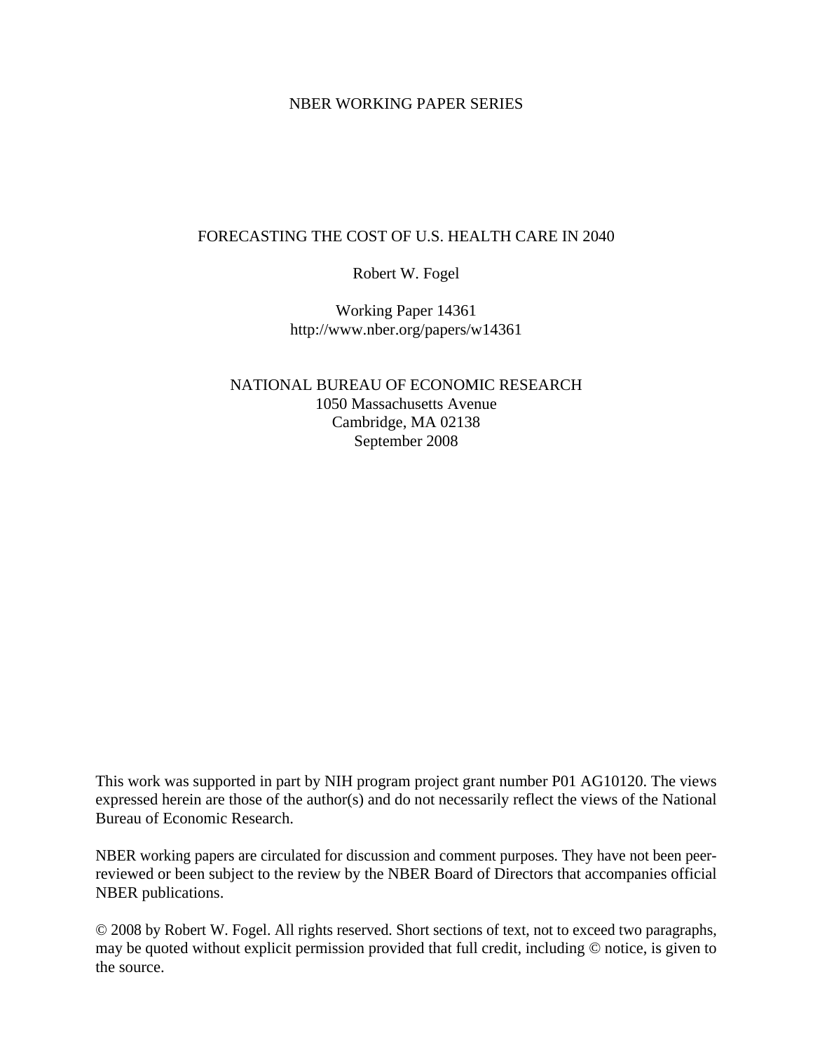NBER WORKING PAPER SERIES

# FORECASTING THE COST OF U.S. HEALTH CARE IN 2040

Robert W. Fogel

Working Paper 14361
http://www.nber.org/papers/w14361

NATIONAL BUREAU OF ECONOMIC RESEARCH
1050 Massachusetts Avenue
Cambridge, MA 02138
September 2008

This work was supported in part by NIH program project grant number P01 AG10120. The views expressed herein are those of the author(s) and do not necessarily reflect the views of the National Bureau of Economic Research.

NBER working papers are circulated for discussion and comment purposes. They have not been peer-reviewed or been subject to the review by the NBER Board of Directors that accompanies official NBER publications.

© 2008 by Robert W. Fogel. All rights reserved. Short sections of text, not to exceed two paragraphs, may be quoted without explicit permission provided that full credit, including © notice, is given to the source.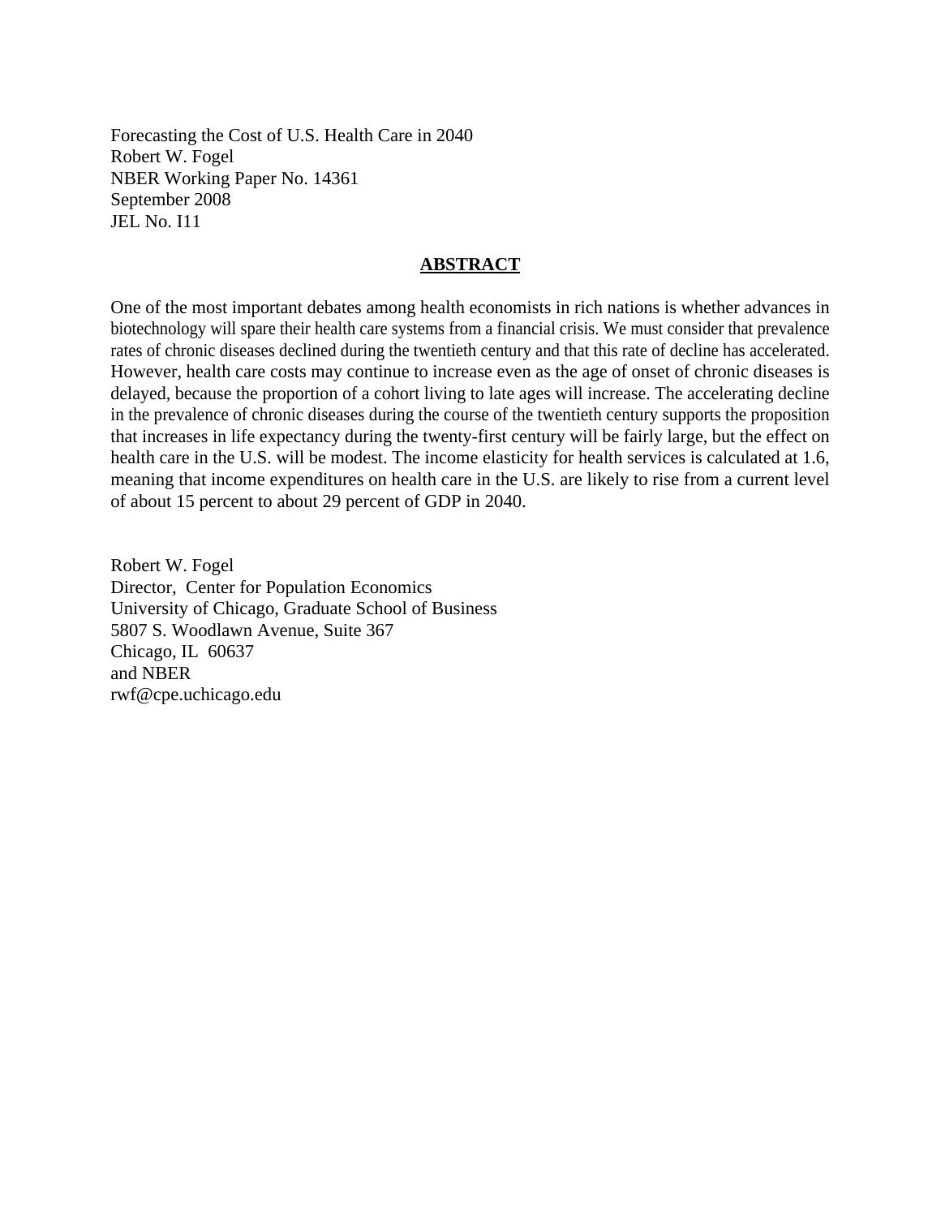Forecasting the Cost of U.S. Health Care in 2040
Robert W. Fogel
NBER Working Paper No. 14361
September 2008
JEL No. I11

## ABSTRACT

One of the most important debates among health economists in rich nations is whether advances in biotechnology will spare their health care systems from a financial crisis. We must consider that prevalence rates of chronic diseases declined during the twentieth century and that this rate of decline has accelerated. However, health care costs may continue to increase even as the age of onset of chronic diseases is delayed, because the proportion of a cohort living to late ages will increase. The accelerating decline in the prevalence of chronic diseases during the course of the twentieth century supports the proposition that increases in life expectancy during the twenty-first century will be fairly large, but the effect on health care in the U.S. will be modest. The income elasticity for health services is calculated at 1.6, meaning that income expenditures on health care in the U.S. are likely to rise from a current level of about 15 percent to about 29 percent of GDP in 2040.

Robert W. Fogel
Director, Center for Population Economics
University of Chicago, Graduate School of Business
5807 S. Woodlawn Avenue, Suite 367
Chicago, IL 60637
and NBER
rwf@cpe.uchicago.edu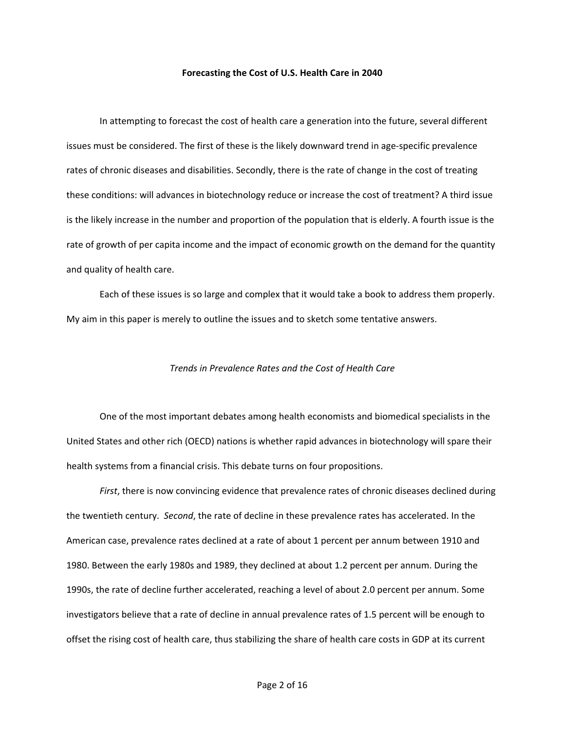# Forecasting the Cost of U.S. Health Care in 2040

In attempting to forecast the cost of health care a generation into the future, several different issues must be considered. The first of these is the likely downward trend in age-specific prevalence rates of chronic diseases and disabilities. Secondly, there is the rate of change in the cost of treating these conditions: will advances in biotechnology reduce or increase the cost of treatment? A third issue is the likely increase in the number and proportion of the population that is elderly. A fourth issue is the rate of growth of per capita income and the impact of economic growth on the demand for the quantity and quality of health care.

Each of these issues is so large and complex that it would take a book to address them properly. My aim in this paper is merely to outline the issues and to sketch some tentative answers.

## *Trends in Prevalence Rates and the Cost of Health Care*

One of the most important debates among health economists and biomedical specialists in the United States and other rich (OECD) nations is whether rapid advances in biotechnology will spare their health systems from a financial crisis. This debate turns on four propositions.

*First*, there is now convincing evidence that prevalence rates of chronic diseases declined during the twentieth century. *Second*, the rate of decline in these prevalence rates has accelerated. In the American case, prevalence rates declined at a rate of about 1 percent per annum between 1910 and 1980. Between the early 1980s and 1989, they declined at about 1.2 percent per annum. During the 1990s, the rate of decline further accelerated, reaching a level of about 2.0 percent per annum. Some investigators believe that a rate of decline in annual prevalence rates of 1.5 percent will be enough to offset the rising cost of health care, thus stabilizing the share of health care costs in GDP at its current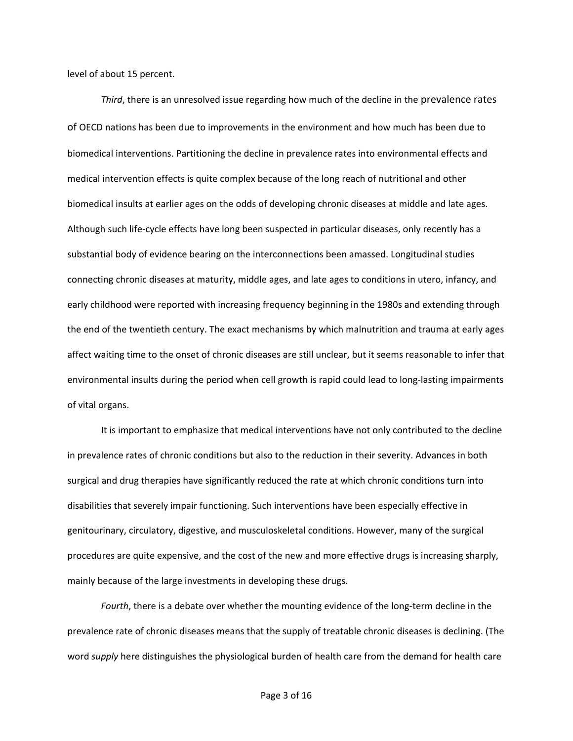level of about 15 percent.

*Third*, there is an unresolved issue regarding how much of the decline in the prevalence rates of OECD nations has been due to improvements in the environment and how much has been due to biomedical interventions. Partitioning the decline in prevalence rates into environmental effects and medical intervention effects is quite complex because of the long reach of nutritional and other biomedical insults at earlier ages on the odds of developing chronic diseases at middle and late ages. Although such life-cycle effects have long been suspected in particular diseases, only recently has a substantial body of evidence bearing on the interconnections been amassed. Longitudinal studies connecting chronic diseases at maturity, middle ages, and late ages to conditions in utero, infancy, and early childhood were reported with increasing frequency beginning in the 1980s and extending through the end of the twentieth century. The exact mechanisms by which malnutrition and trauma at early ages affect waiting time to the onset of chronic diseases are still unclear, but it seems reasonable to infer that environmental insults during the period when cell growth is rapid could lead to long-lasting impairments of vital organs.

It is important to emphasize that medical interventions have not only contributed to the decline in prevalence rates of chronic conditions but also to the reduction in their severity. Advances in both surgical and drug therapies have significantly reduced the rate at which chronic conditions turn into disabilities that severely impair functioning. Such interventions have been especially effective in genitourinary, circulatory, digestive, and musculoskeletal conditions. However, many of the surgical procedures are quite expensive, and the cost of the new and more effective drugs is increasing sharply, mainly because of the large investments in developing these drugs.

*Fourth*, there is a debate over whether the mounting evidence of the long-term decline in the prevalence rate of chronic diseases means that the supply of treatable chronic diseases is declining. (The word *supply* here distinguishes the physiological burden of health care from the demand for health care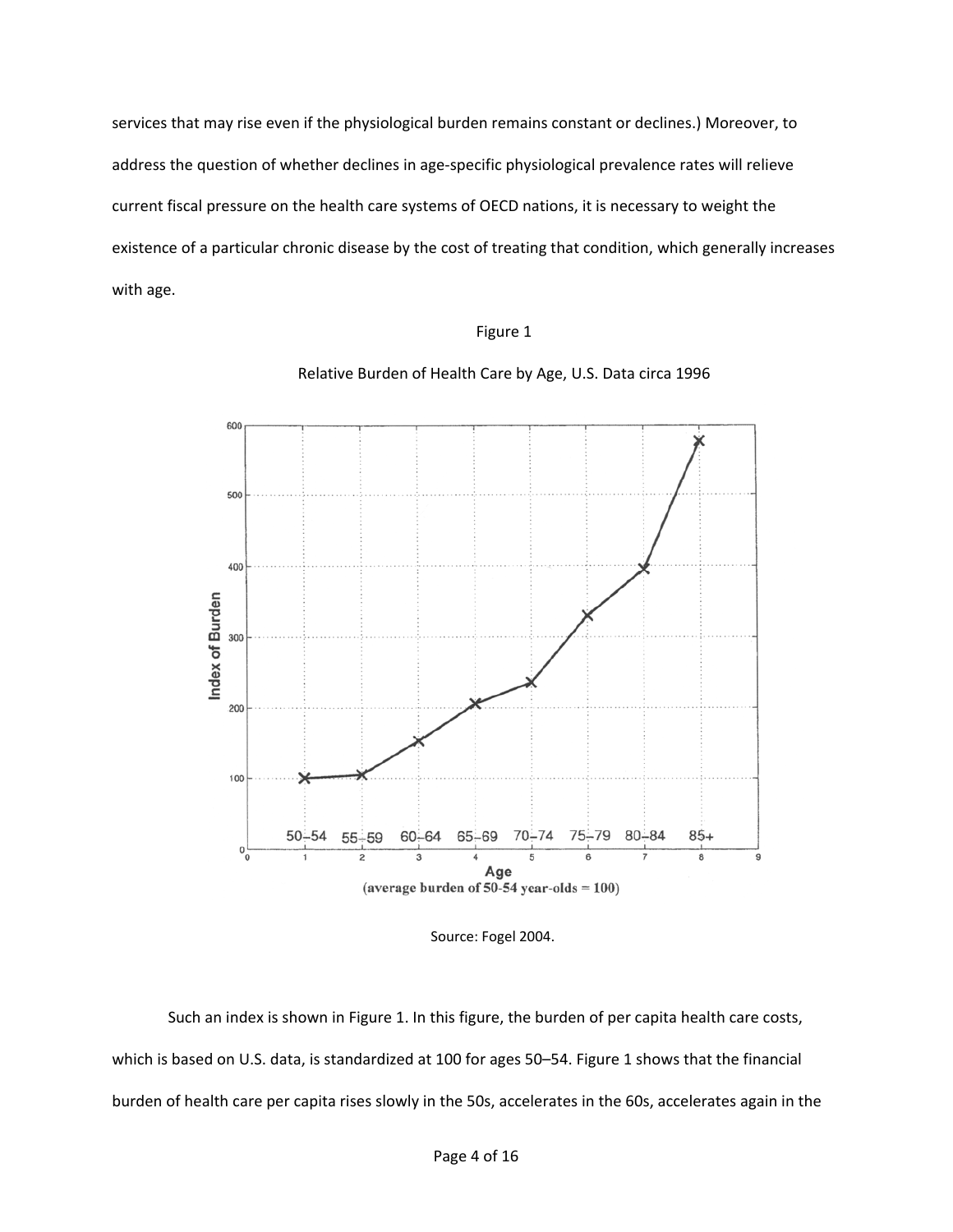services that may rise even if the physiological burden remains constant or declines.) Moreover, to address the question of whether declines in age-specific physiological prevalence rates will relieve current fiscal pressure on the health care systems of OECD nations, it is necessary to weight the existence of a particular chronic disease by the cost of treating that condition, which generally increases with age.

Figure 1

Relative Burden of Health Care by Age, U.S. Data circa 1996

Index of Burden

600
500
400
300
200
100
0

50–54 55–59 60–64 65–69 70–74 75–79 80–84 85+

0 1 2 3 4 5 6 7 8 9

Age
(average burden of 50-54 year-olds = 100)

Source: Fogel 2004.

Such an index is shown in Figure 1. In this figure, the burden of per capita health care costs, which is based on U.S. data, is standardized at 100 for ages 50–54. Figure 1 shows that the financial burden of health care per capita rises slowly in the 50s, accelerates in the 60s, accelerates again in the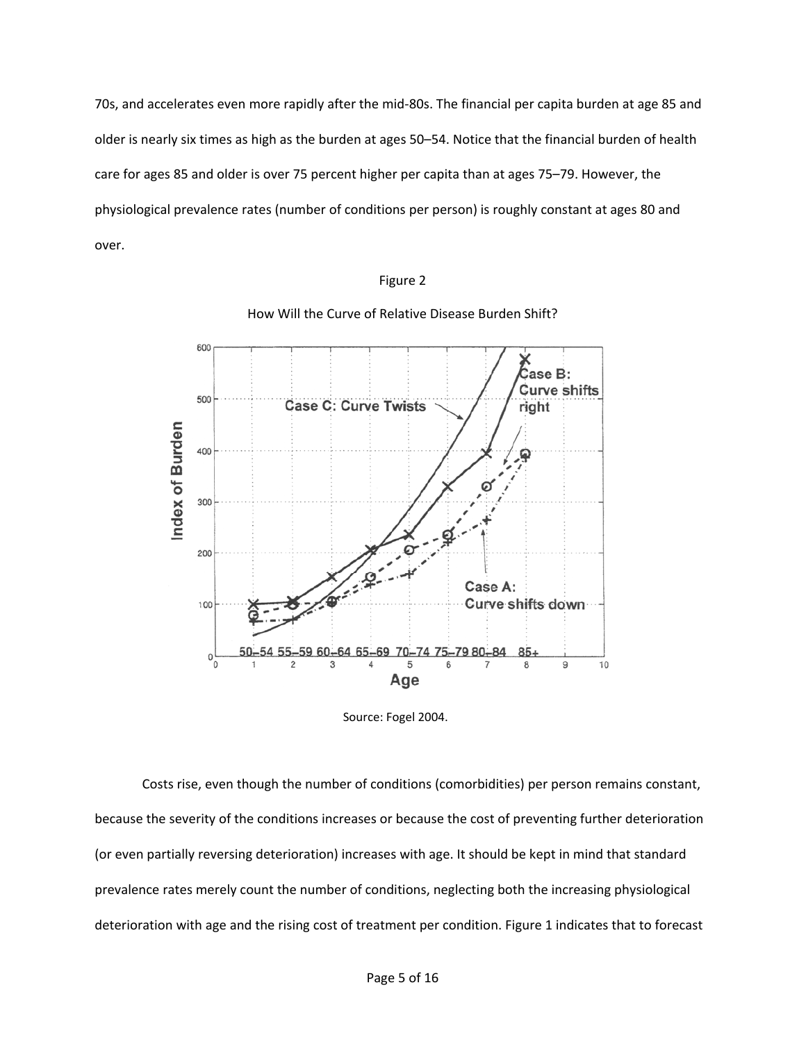70s, and accelerates even more rapidly after the mid-80s. The financial per capita burden at age 85 and older is nearly six times as high as the burden at ages 50–54. Notice that the financial burden of health care for ages 85 and older is over 75 percent higher per capita than at ages 75–79. However, the physiological prevalence rates (number of conditions per person) is roughly constant at ages 80 and over.

Figure 2

How Will the Curve of Relative Disease Burden Shift?

Index of Burden

600
500
400
300
200
100
0

Case C: Curve Twists

Case B: Curve shifts right

Case A: Curve shifts down

50–54 55–59 60–64 65–69 70–74 75–79 80–84 85+

0 1 2 3 4 5 6 7 8 9 10

Age

Source: Fogel 2004.

Costs rise, even though the number of conditions (comorbidities) per person remains constant, because the severity of the conditions increases or because the cost of preventing further deterioration (or even partially reversing deterioration) increases with age. It should be kept in mind that standard prevalence rates merely count the number of conditions, neglecting both the increasing physiological deterioration with age and the rising cost of treatment per condition. Figure 1 indicates that to forecast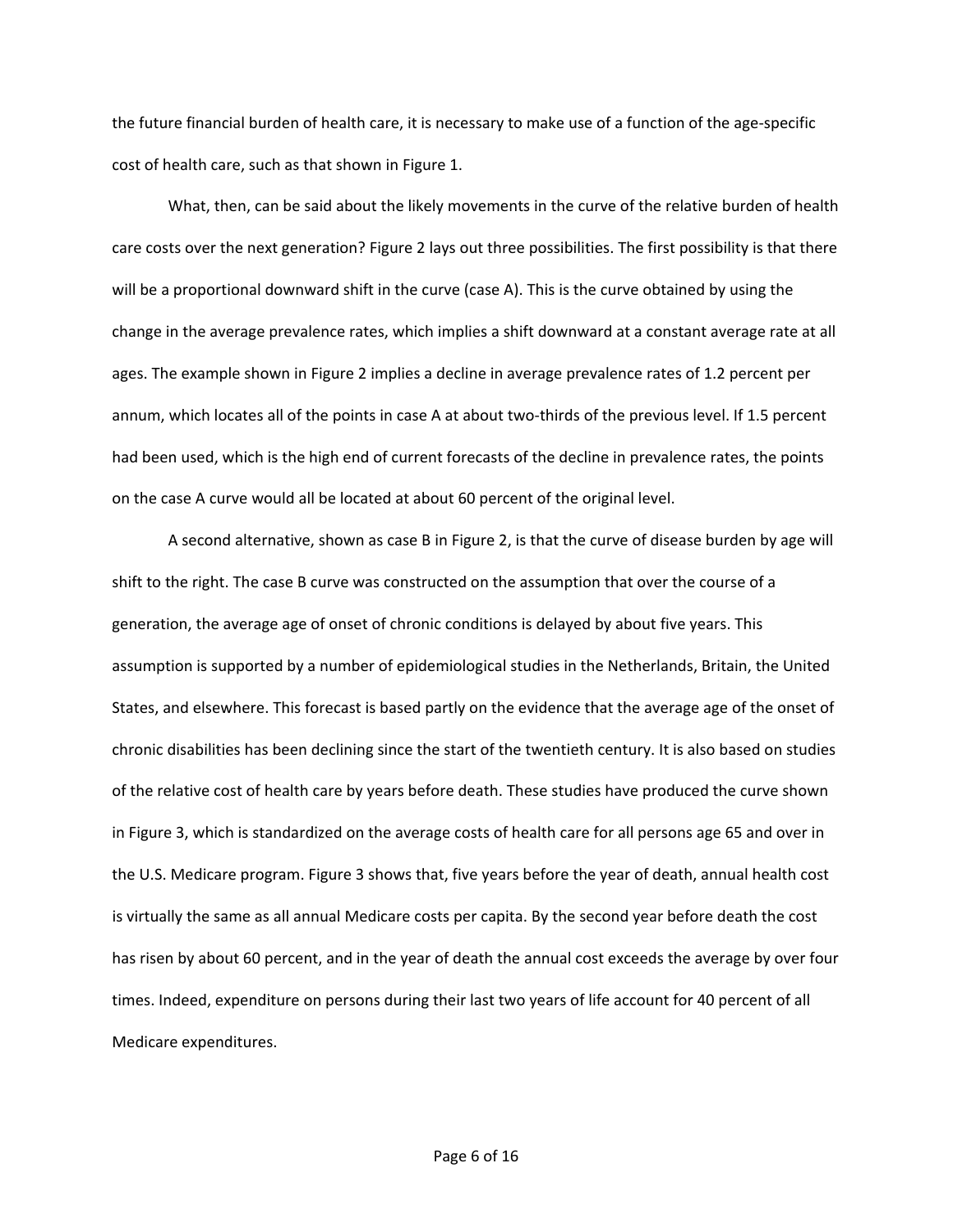the future financial burden of health care, it is necessary to make use of a function of the age-specific cost of health care, such as that shown in Figure 1.

What, then, can be said about the likely movements in the curve of the relative burden of health care costs over the next generation? Figure 2 lays out three possibilities. The first possibility is that there will be a proportional downward shift in the curve (case A). This is the curve obtained by using the change in the average prevalence rates, which implies a shift downward at a constant average rate at all ages. The example shown in Figure 2 implies a decline in average prevalence rates of 1.2 percent per annum, which locates all of the points in case A at about two-thirds of the previous level. If 1.5 percent had been used, which is the high end of current forecasts of the decline in prevalence rates, the points on the case A curve would all be located at about 60 percent of the original level.

A second alternative, shown as case B in Figure 2, is that the curve of disease burden by age will shift to the right. The case B curve was constructed on the assumption that over the course of a generation, the average age of onset of chronic conditions is delayed by about five years. This assumption is supported by a number of epidemiological studies in the Netherlands, Britain, the United States, and elsewhere. This forecast is based partly on the evidence that the average age of the onset of chronic disabilities has been declining since the start of the twentieth century. It is also based on studies of the relative cost of health care by years before death. These studies have produced the curve shown in Figure 3, which is standardized on the average costs of health care for all persons age 65 and over in the U.S. Medicare program. Figure 3 shows that, five years before the year of death, annual health cost is virtually the same as all annual Medicare costs per capita. By the second year before death the cost has risen by about 60 percent, and in the year of death the annual cost exceeds the average by over four times. Indeed, expenditure on persons during their last two years of life account for 40 percent of all Medicare expenditures.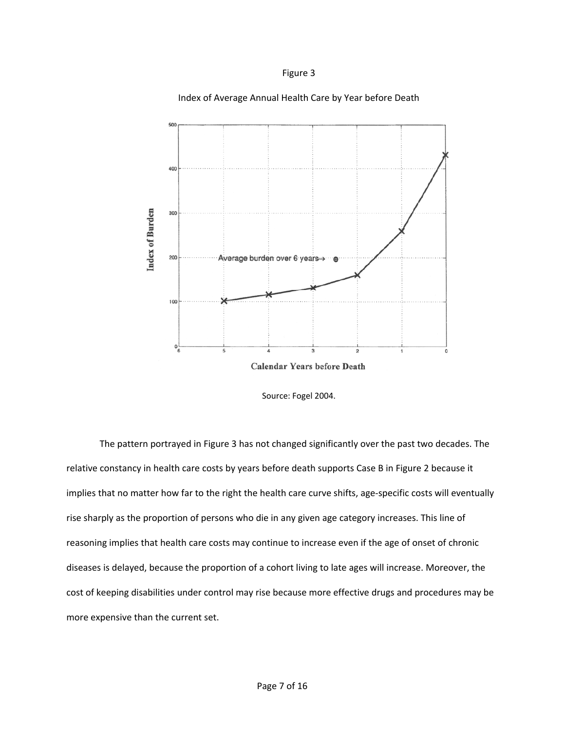Figure 3

Index of Average Annual Health Care by Year before Death

Index of Burden

500
400
300
200
100
0

6
5
4
3
2
1
0

Average burden over 6 years→

Calendar Years before Death

Source: Fogel 2004.

The pattern portrayed in Figure 3 has not changed significantly over the past two decades. The relative constancy in health care costs by years before death supports Case B in Figure 2 because it implies that no matter how far to the right the health care curve shifts, age-specific costs will eventually rise sharply as the proportion of persons who die in any given age category increases. This line of reasoning implies that health care costs may continue to increase even if the age of onset of chronic diseases is delayed, because the proportion of a cohort living to late ages will increase. Moreover, the cost of keeping disabilities under control may rise because more effective drugs and procedures may be more expensive than the current set.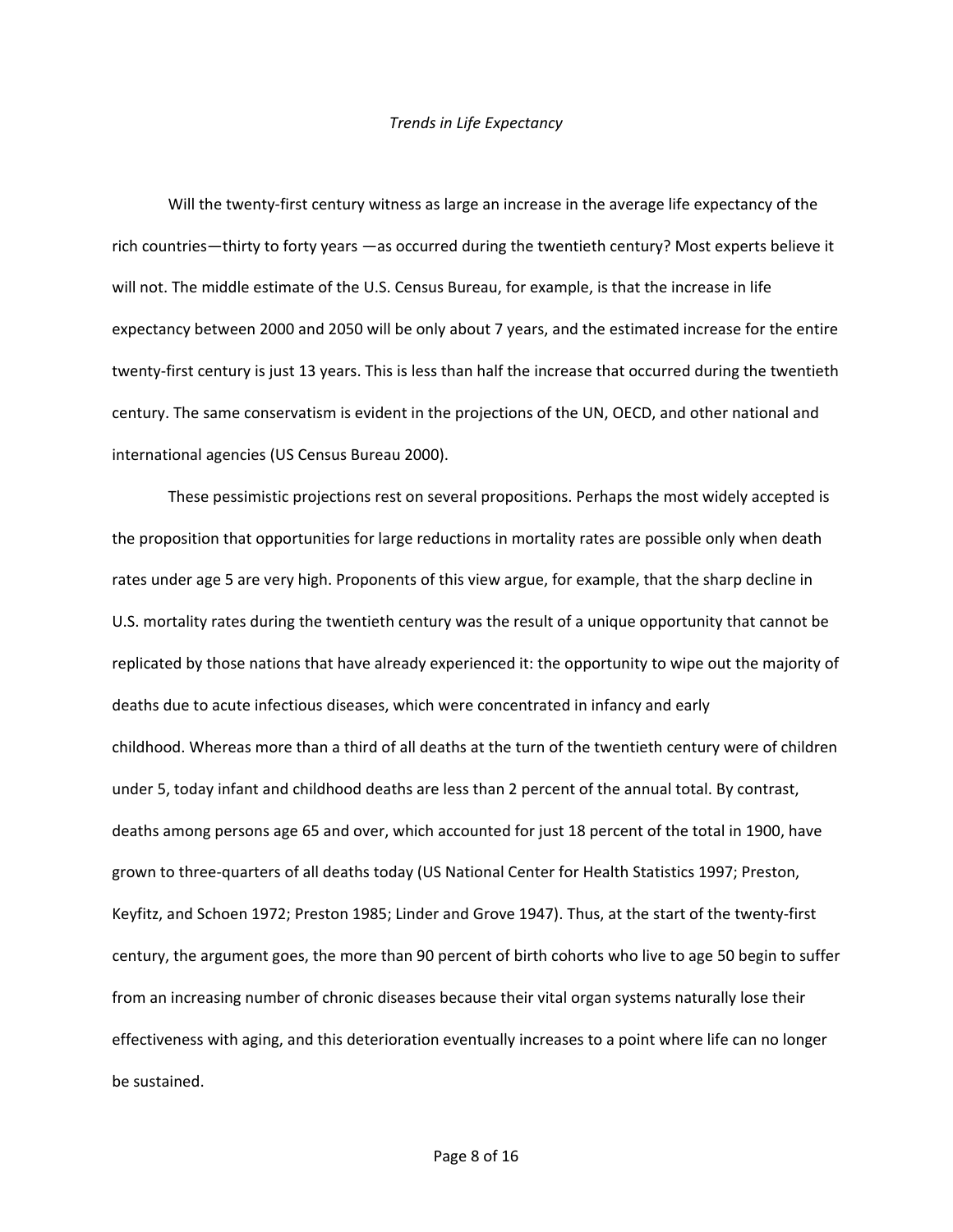*Trends in Life Expectancy*

Will the twenty-first century witness as large an increase in the average life expectancy of the rich countries—thirty to forty years —as occurred during the twentieth century? Most experts believe it will not. The middle estimate of the U.S. Census Bureau, for example, is that the increase in life expectancy between 2000 and 2050 will be only about 7 years, and the estimated increase for the entire twenty-first century is just 13 years. This is less than half the increase that occurred during the twentieth century. The same conservatism is evident in the projections of the UN, OECD, and other national and international agencies (US Census Bureau 2000).

These pessimistic projections rest on several propositions. Perhaps the most widely accepted is the proposition that opportunities for large reductions in mortality rates are possible only when death rates under age 5 are very high. Proponents of this view argue, for example, that the sharp decline in U.S. mortality rates during the twentieth century was the result of a unique opportunity that cannot be replicated by those nations that have already experienced it: the opportunity to wipe out the majority of deaths due to acute infectious diseases, which were concentrated in infancy and early childhood. Whereas more than a third of all deaths at the turn of the twentieth century were of children under 5, today infant and childhood deaths are less than 2 percent of the annual total. By contrast, deaths among persons age 65 and over, which accounted for just 18 percent of the total in 1900, have grown to three-quarters of all deaths today (US National Center for Health Statistics 1997; Preston, Keyfitz, and Schoen 1972; Preston 1985; Linder and Grove 1947). Thus, at the start of the twenty-first century, the argument goes, the more than 90 percent of birth cohorts who live to age 50 begin to suffer from an increasing number of chronic diseases because their vital organ systems naturally lose their effectiveness with aging, and this deterioration eventually increases to a point where life can no longer be sustained.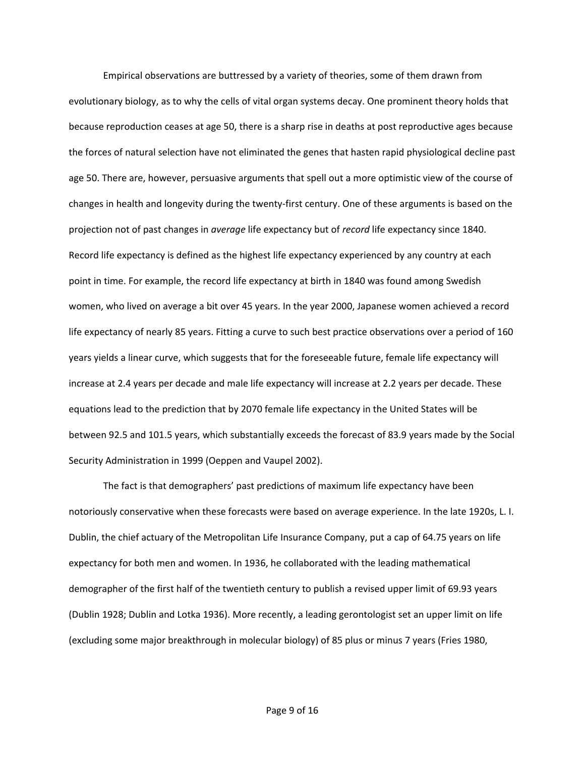Empirical observations are buttressed by a variety of theories, some of them drawn from evolutionary biology, as to why the cells of vital organ systems decay. One prominent theory holds that because reproduction ceases at age 50, there is a sharp rise in deaths at post reproductive ages because the forces of natural selection have not eliminated the genes that hasten rapid physiological decline past age 50. There are, however, persuasive arguments that spell out a more optimistic view of the course of changes in health and longevity during the twenty-first century. One of these arguments is based on the projection not of past changes in *average* life expectancy but of *record* life expectancy since 1840. Record life expectancy is defined as the highest life expectancy experienced by any country at each point in time. For example, the record life expectancy at birth in 1840 was found among Swedish women, who lived on average a bit over 45 years. In the year 2000, Japanese women achieved a record life expectancy of nearly 85 years. Fitting a curve to such best practice observations over a period of 160 years yields a linear curve, which suggests that for the foreseeable future, female life expectancy will increase at 2.4 years per decade and male life expectancy will increase at 2.2 years per decade. These equations lead to the prediction that by 2070 female life expectancy in the United States will be between 92.5 and 101.5 years, which substantially exceeds the forecast of 83.9 years made by the Social Security Administration in 1999 (Oeppen and Vaupel 2002).

The fact is that demographers' past predictions of maximum life expectancy have been notoriously conservative when these forecasts were based on average experience. In the late 1920s, L. I. Dublin, the chief actuary of the Metropolitan Life Insurance Company, put a cap of 64.75 years on life expectancy for both men and women. In 1936, he collaborated with the leading mathematical demographer of the first half of the twentieth century to publish a revised upper limit of 69.93 years (Dublin 1928; Dublin and Lotka 1936). More recently, a leading gerontologist set an upper limit on life (excluding some major breakthrough in molecular biology) of 85 plus or minus 7 years (Fries 1980,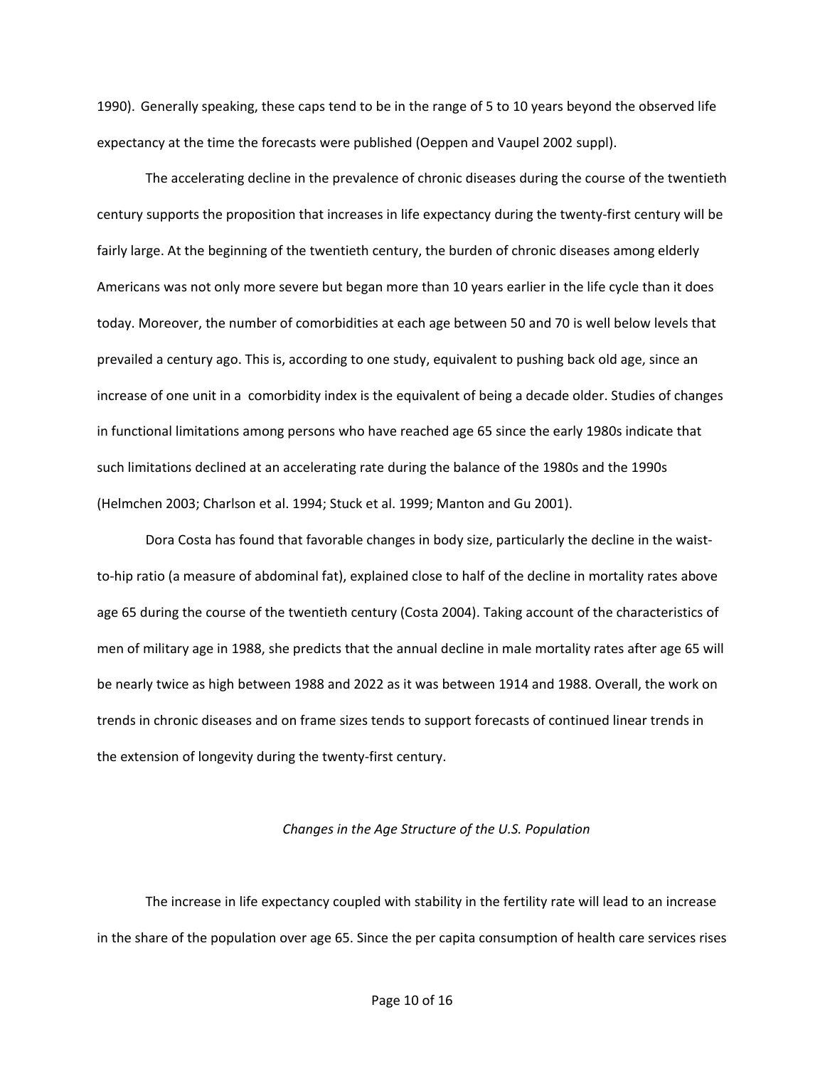1990). Generally speaking, these caps tend to be in the range of 5 to 10 years beyond the observed life expectancy at the time the forecasts were published (Oeppen and Vaupel 2002 suppl).

The accelerating decline in the prevalence of chronic diseases during the course of the twentieth century supports the proposition that increases in life expectancy during the twenty-first century will be fairly large. At the beginning of the twentieth century, the burden of chronic diseases among elderly Americans was not only more severe but began more than 10 years earlier in the life cycle than it does today. Moreover, the number of comorbidities at each age between 50 and 70 is well below levels that prevailed a century ago. This is, according to one study, equivalent to pushing back old age, since an increase of one unit in a comorbidity index is the equivalent of being a decade older. Studies of changes in functional limitations among persons who have reached age 65 since the early 1980s indicate that such limitations declined at an accelerating rate during the balance of the 1980s and the 1990s (Helmchen 2003; Charlson et al. 1994; Stuck et al. 1999; Manton and Gu 2001).

Dora Costa has found that favorable changes in body size, particularly the decline in the waist-to-hip ratio (a measure of abdominal fat), explained close to half of the decline in mortality rates above age 65 during the course of the twentieth century (Costa 2004). Taking account of the characteristics of men of military age in 1988, she predicts that the annual decline in male mortality rates after age 65 will be nearly twice as high between 1988 and 2022 as it was between 1914 and 1988. Overall, the work on trends in chronic diseases and on frame sizes tends to support forecasts of continued linear trends in the extension of longevity during the twenty-first century.

### *Changes in the Age Structure of the U.S. Population*

The increase in life expectancy coupled with stability in the fertility rate will lead to an increase in the share of the population over age 65. Since the per capita consumption of health care services rises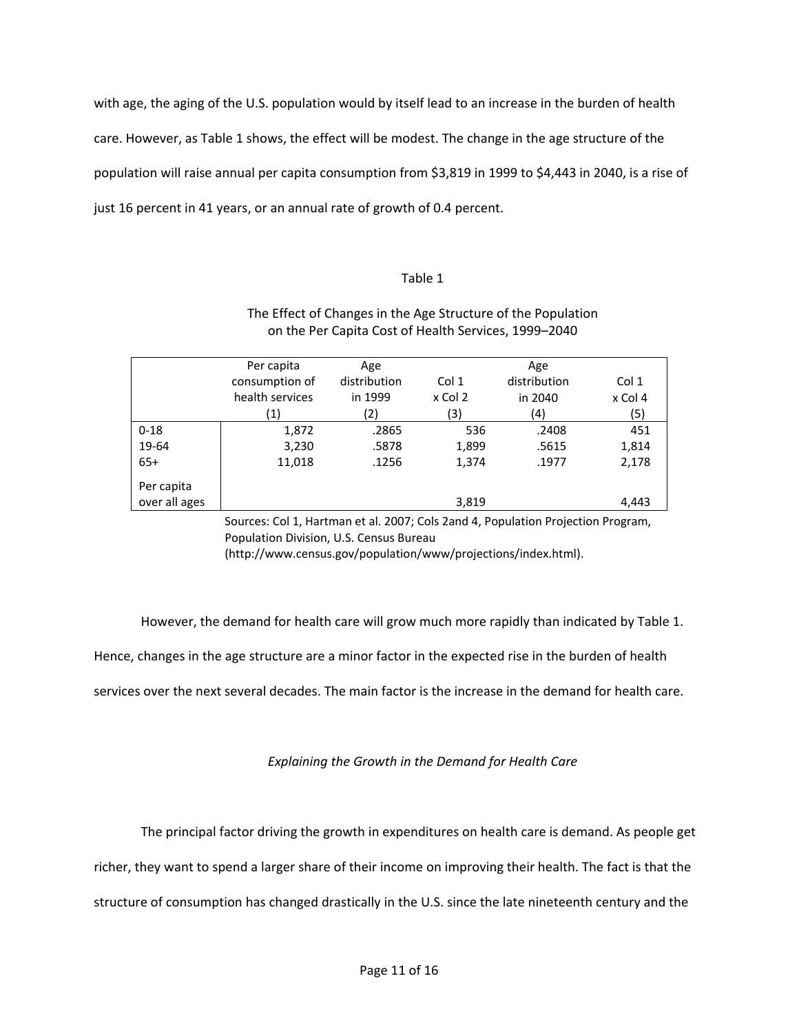with age, the aging of the U.S. population would by itself lead to an increase in the burden of health care. However, as Table 1 shows, the effect will be modest. The change in the age structure of the population will raise annual per capita consumption from $3,819 in 1999 to $4,443 in 2040, is a rise of just 16 percent in 41 years, or an annual rate of growth of 0.4 percent.

Table 1

The Effect of Changes in the Age Structure of the Population on the Per Capita Cost of Health Services, 1999–2040

| | Per capita consumption of health services (1) | Age distribution in 1999 (2) | Col 1 x Col 2 (3) | Age distribution in 2040 (4) | Col 1 x Col 4 (5) |
|---|---|---|---|---|---|
| 0-18 | 1,872 | .2865 | 536 | .2408 | 451 |
| 19-64 | 3,230 | .5878 | 1,899 | .5615 | 1,814 |
| 65+ | 11,018 | .1256 | 1,374 | .1977 | 2,178 |
| Per capita over all ages | | | 3,819 | | 4,443 |

Sources: Col 1, Hartman et al. 2007; Cols 2and 4, Population Projection Program, Population Division, U.S. Census Bureau (http://www.census.gov/population/www/projections/index.html).

However, the demand for health care will grow much more rapidly than indicated by Table 1. Hence, changes in the age structure are a minor factor in the expected rise in the burden of health services over the next several decades. The main factor is the increase in the demand for health care.

### *Explaining the Growth in the Demand for Health Care*

The principal factor driving the growth in expenditures on health care is demand. As people get richer, they want to spend a larger share of their income on improving their health. The fact is that the structure of consumption has changed drastically in the U.S. since the late nineteenth century and the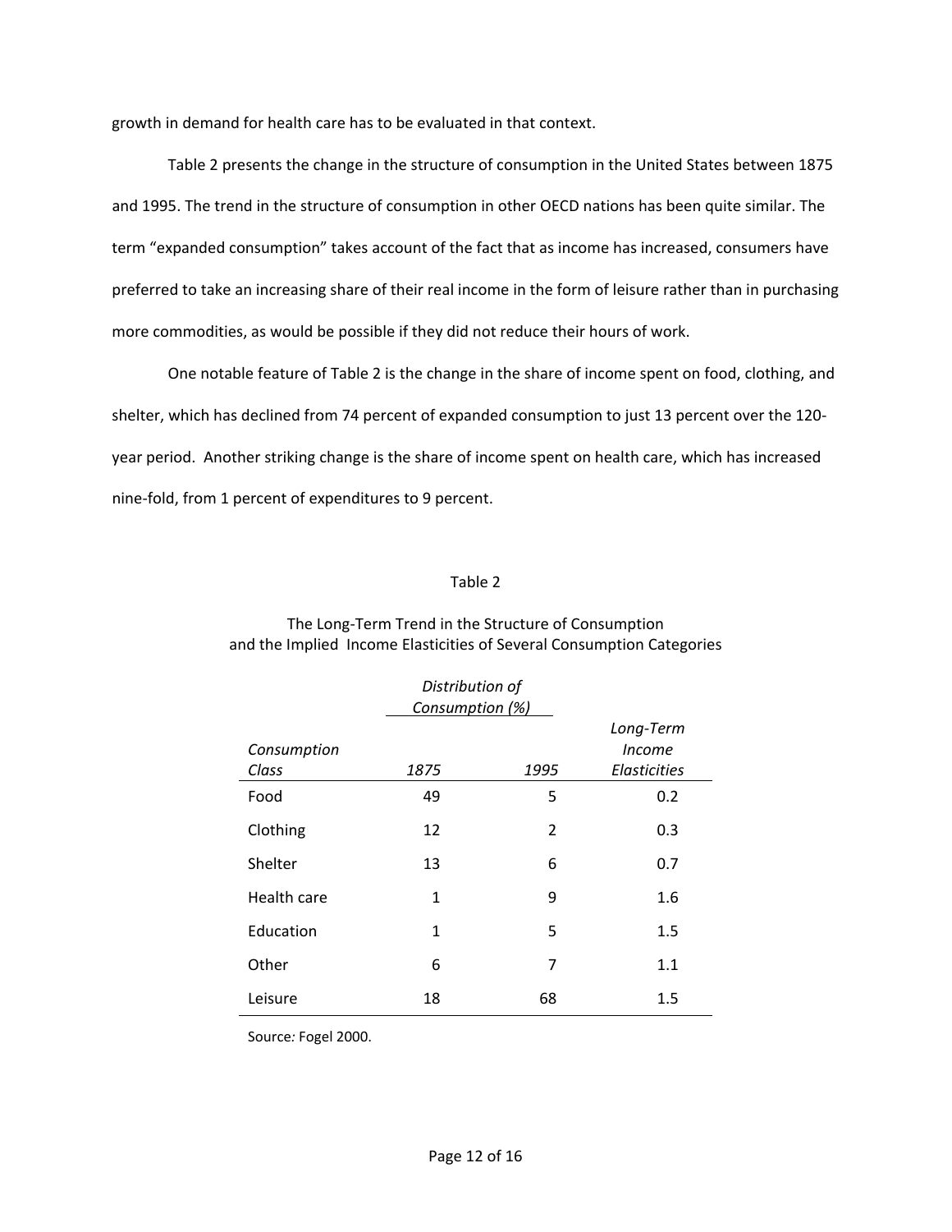growth in demand for health care has to be evaluated in that context.

Table 2 presents the change in the structure of consumption in the United States between 1875 and 1995. The trend in the structure of consumption in other OECD nations has been quite similar. The term "expanded consumption" takes account of the fact that as income has increased, consumers have preferred to take an increasing share of their real income in the form of leisure rather than in purchasing more commodities, as would be possible if they did not reduce their hours of work.

One notable feature of Table 2 is the change in the share of income spent on food, clothing, and shelter, which has declined from 74 percent of expanded consumption to just 13 percent over the 120-year period. Another striking change is the share of income spent on health care, which has increased nine-fold, from 1 percent of expenditures to 9 percent.

Table 2

The Long-Term Trend in the Structure of Consumption
and the Implied Income Elasticities of Several Consumption Categories

| | *Distribution of Consumption (%)* | | |
|---|---|---|---|
| *Consumption Class* | *1875* | *1995* | *Long-Term Income Elasticities* |
| Food | 49 | 5 | 0.2 |
| Clothing | 12 | 2 | 0.3 |
| Shelter | 13 | 6 | 0.7 |
| Health care | 1 | 9 | 1.6 |
| Education | 1 | 5 | 1.5 |
| Other | 6 | 7 | 1.1 |
| Leisure | 18 | 68 | 1.5 |

Source*:* Fogel 2000.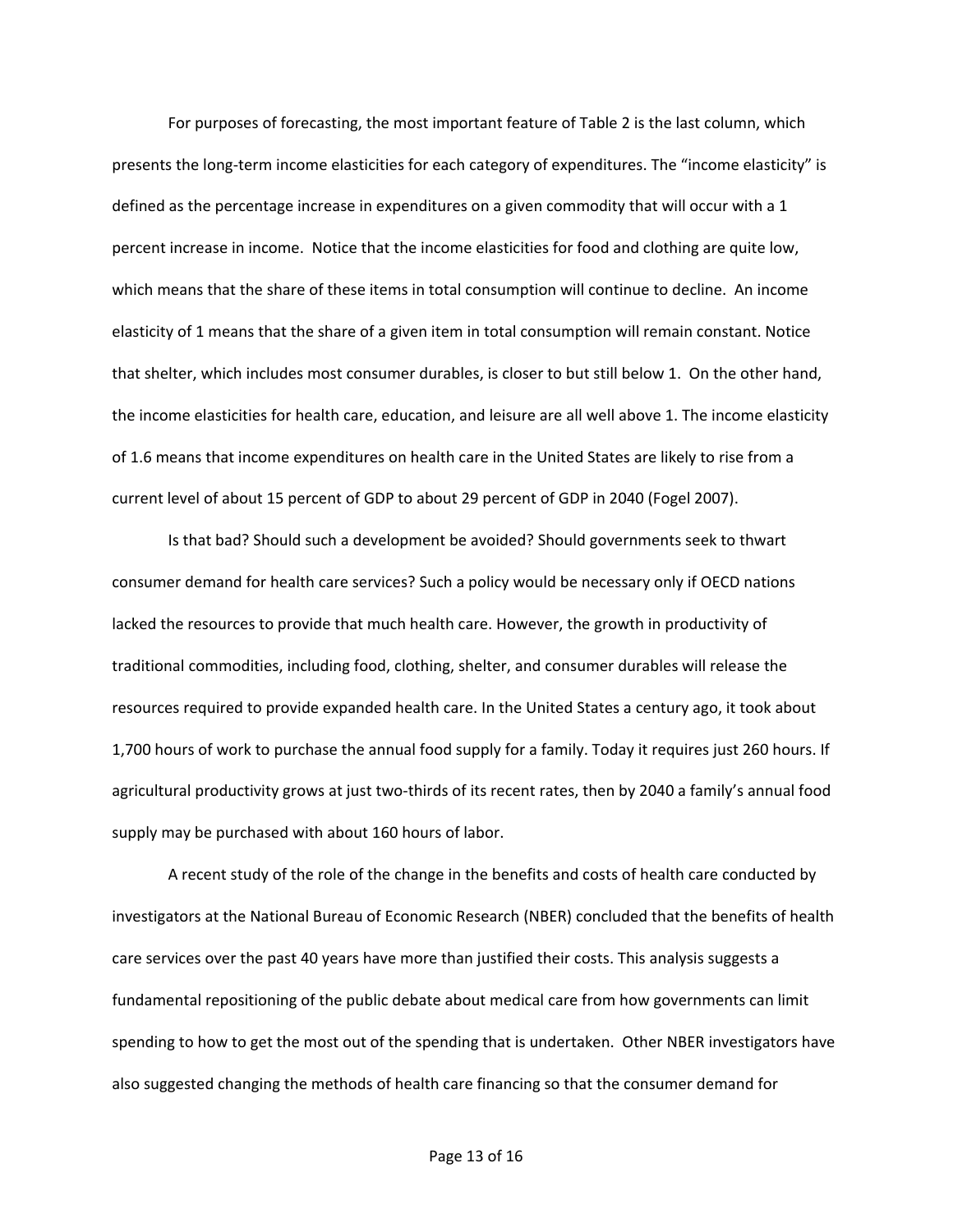For purposes of forecasting, the most important feature of Table 2 is the last column, which presents the long-term income elasticities for each category of expenditures. The "income elasticity" is defined as the percentage increase in expenditures on a given commodity that will occur with a 1 percent increase in income. Notice that the income elasticities for food and clothing are quite low, which means that the share of these items in total consumption will continue to decline. An income elasticity of 1 means that the share of a given item in total consumption will remain constant. Notice that shelter, which includes most consumer durables, is closer to but still below 1. On the other hand, the income elasticities for health care, education, and leisure are all well above 1. The income elasticity of 1.6 means that income expenditures on health care in the United States are likely to rise from a current level of about 15 percent of GDP to about 29 percent of GDP in 2040 (Fogel 2007).

Is that bad? Should such a development be avoided? Should governments seek to thwart consumer demand for health care services? Such a policy would be necessary only if OECD nations lacked the resources to provide that much health care. However, the growth in productivity of traditional commodities, including food, clothing, shelter, and consumer durables will release the resources required to provide expanded health care. In the United States a century ago, it took about 1,700 hours of work to purchase the annual food supply for a family. Today it requires just 260 hours. If agricultural productivity grows at just two-thirds of its recent rates, then by 2040 a family's annual food supply may be purchased with about 160 hours of labor.

A recent study of the role of the change in the benefits and costs of health care conducted by investigators at the National Bureau of Economic Research (NBER) concluded that the benefits of health care services over the past 40 years have more than justified their costs. This analysis suggests a fundamental repositioning of the public debate about medical care from how governments can limit spending to how to get the most out of the spending that is undertaken. Other NBER investigators have also suggested changing the methods of health care financing so that the consumer demand for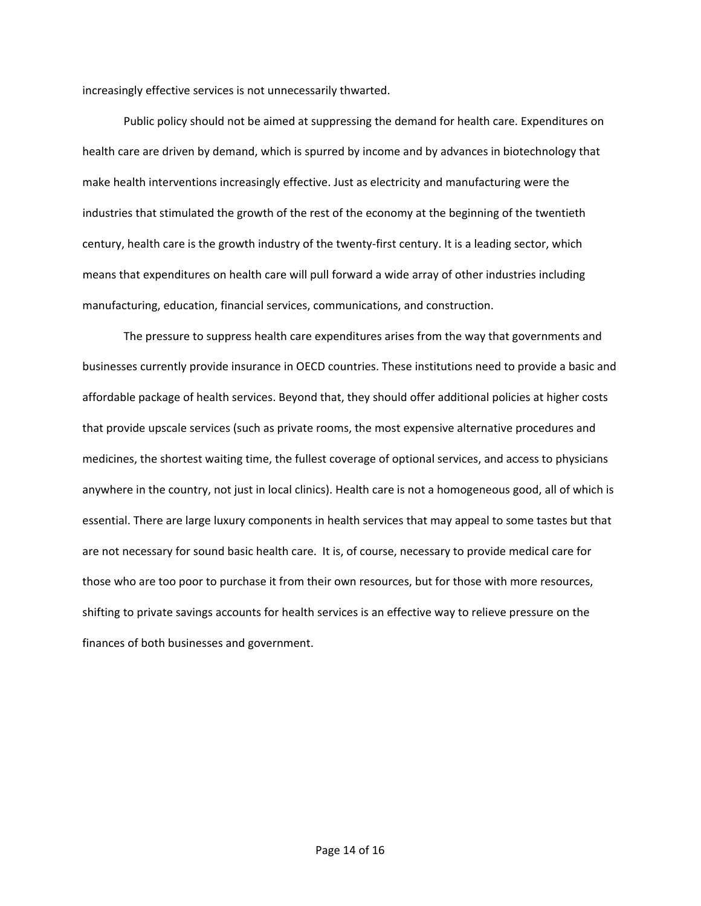increasingly effective services is not unnecessarily thwarted.

Public policy should not be aimed at suppressing the demand for health care. Expenditures on health care are driven by demand, which is spurred by income and by advances in biotechnology that make health interventions increasingly effective. Just as electricity and manufacturing were the industries that stimulated the growth of the rest of the economy at the beginning of the twentieth century, health care is the growth industry of the twenty-first century. It is a leading sector, which means that expenditures on health care will pull forward a wide array of other industries including manufacturing, education, financial services, communications, and construction.

The pressure to suppress health care expenditures arises from the way that governments and businesses currently provide insurance in OECD countries. These institutions need to provide a basic and affordable package of health services. Beyond that, they should offer additional policies at higher costs that provide upscale services (such as private rooms, the most expensive alternative procedures and medicines, the shortest waiting time, the fullest coverage of optional services, and access to physicians anywhere in the country, not just in local clinics). Health care is not a homogeneous good, all of which is essential. There are large luxury components in health services that may appeal to some tastes but that are not necessary for sound basic health care. It is, of course, necessary to provide medical care for those who are too poor to purchase it from their own resources, but for those with more resources, shifting to private savings accounts for health services is an effective way to relieve pressure on the finances of both businesses and government.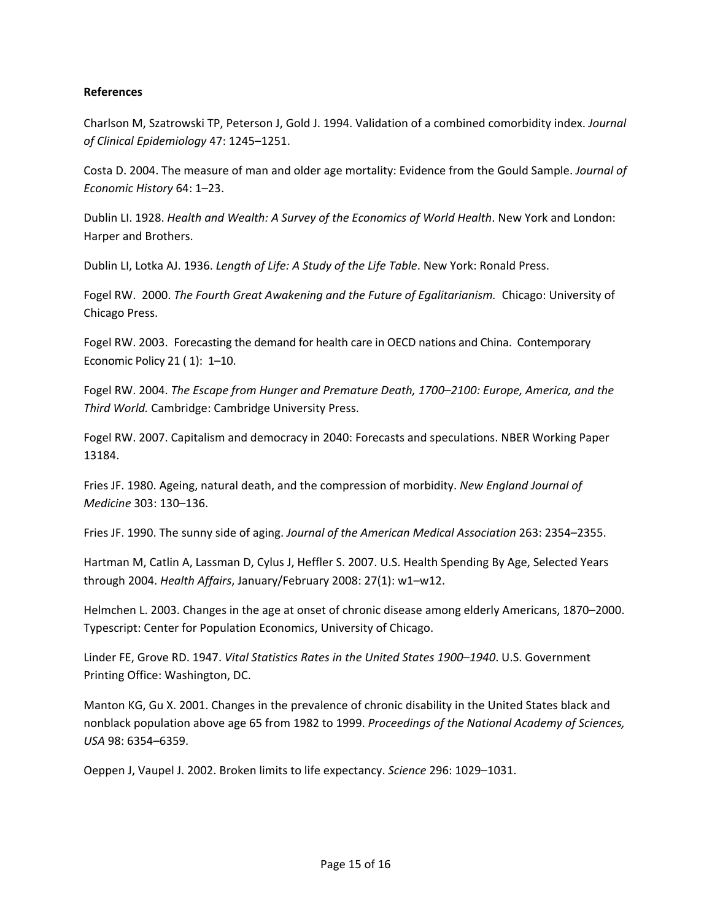**References**

Charlson M, Szatrowski TP, Peterson J, Gold J. 1994. Validation of a combined comorbidity index. *Journal of Clinical Epidemiology* 47: 1245–1251.

Costa D. 2004. The measure of man and older age mortality: Evidence from the Gould Sample. *Journal of Economic History* 64: 1–23.

Dublin LI. 1928. *Health and Wealth: A Survey of the Economics of World Health*. New York and London: Harper and Brothers.

Dublin LI, Lotka AJ. 1936. *Length of Life: A Study of the Life Table*. New York: Ronald Press.

Fogel RW. 2000. *The Fourth Great Awakening and the Future of Egalitarianism.* Chicago: University of Chicago Press.

Fogel RW. 2003. Forecasting the demand for health care in OECD nations and China. Contemporary Economic Policy 21 ( 1): 1–10.

Fogel RW. 2004. *The Escape from Hunger and Premature Death, 1700–2100: Europe, America, and the Third World.* Cambridge: Cambridge University Press.

Fogel RW. 2007. Capitalism and democracy in 2040: Forecasts and speculations. NBER Working Paper 13184.

Fries JF. 1980. Ageing, natural death, and the compression of morbidity. *New England Journal of Medicine* 303: 130–136.

Fries JF. 1990. The sunny side of aging. *Journal of the American Medical Association* 263: 2354–2355.

Hartman M, Catlin A, Lassman D, Cylus J, Heffler S. 2007. U.S. Health Spending By Age, Selected Years through 2004. *Health Affairs*, January/February 2008: 27(1): w1–w12.

Helmchen L. 2003. Changes in the age at onset of chronic disease among elderly Americans, 1870–2000. Typescript: Center for Population Economics, University of Chicago.

Linder FE, Grove RD. 1947. *Vital Statistics Rates in the United States 1900–1940*. U.S. Government Printing Office: Washington, DC.

Manton KG, Gu X. 2001. Changes in the prevalence of chronic disability in the United States black and nonblack population above age 65 from 1982 to 1999. *Proceedings of the National Academy of Sciences, USA* 98: 6354–6359.

Oeppen J, Vaupel J. 2002. Broken limits to life expectancy. *Science* 296: 1029–1031.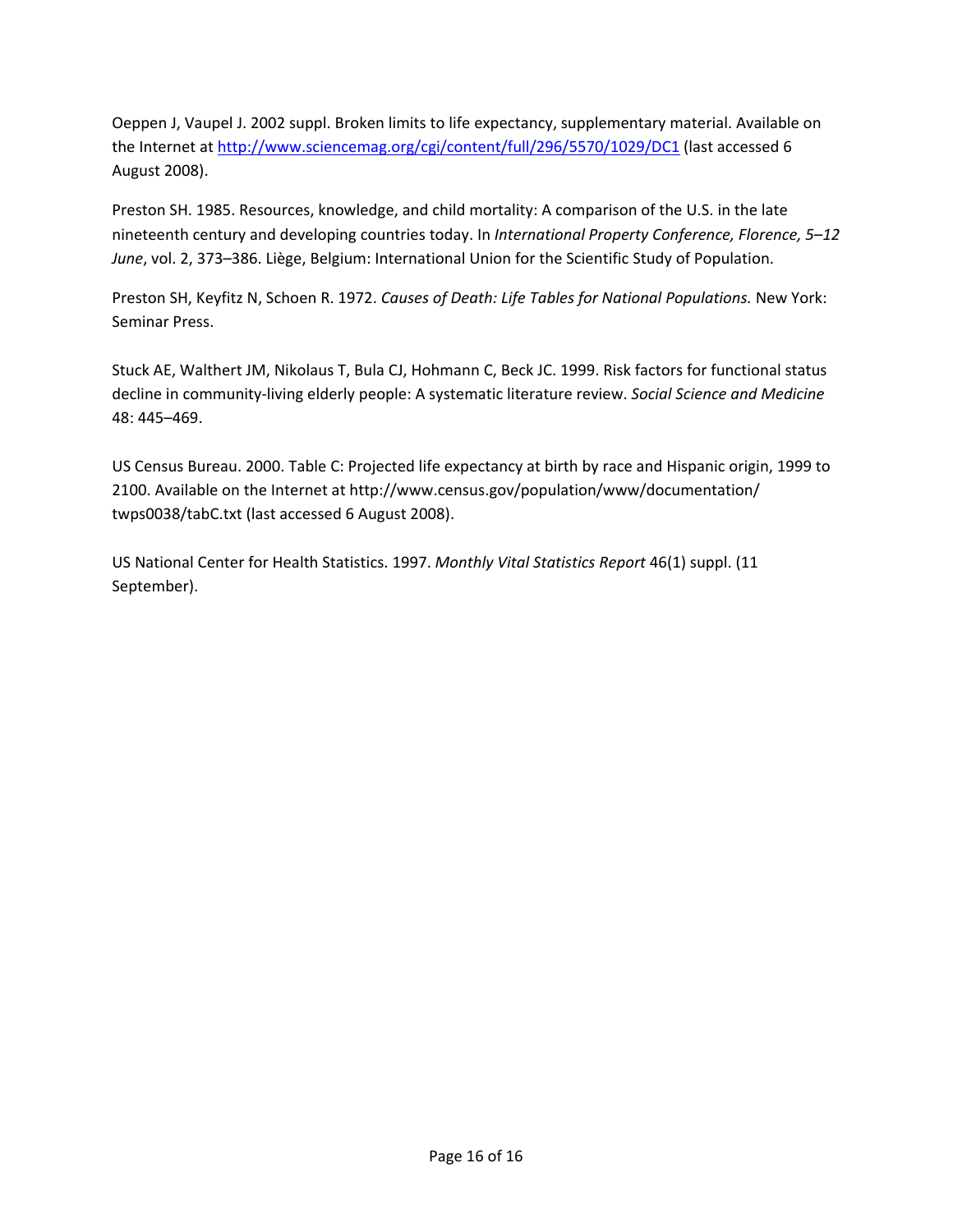Oeppen J, Vaupel J. 2002 suppl. Broken limits to life expectancy, supplementary material. Available on the Internet at http://www.sciencemag.org/cgi/content/full/296/5570/1029/DC1 (last accessed 6 August 2008).

Preston SH. 1985. Resources, knowledge, and child mortality: A comparison of the U.S. in the late nineteenth century and developing countries today. In *International Property Conference, Florence, 5–12 June*, vol. 2, 373–386. Liège, Belgium: International Union for the Scientific Study of Population.

Preston SH, Keyfitz N, Schoen R. 1972. *Causes of Death: Life Tables for National Populations.* New York: Seminar Press.

Stuck AE, Walthert JM, Nikolaus T, Bula CJ, Hohmann C, Beck JC. 1999. Risk factors for functional status decline in community-living elderly people: A systematic literature review. *Social Science and Medicine* 48: 445–469.

US Census Bureau. 2000. Table C: Projected life expectancy at birth by race and Hispanic origin, 1999 to 2100. Available on the Internet at http://www.census.gov/population/www/documentation/twps0038/tabC.txt (last accessed 6 August 2008).

US National Center for Health Statistics. 1997. *Monthly Vital Statistics Report* 46(1) suppl. (11 September).